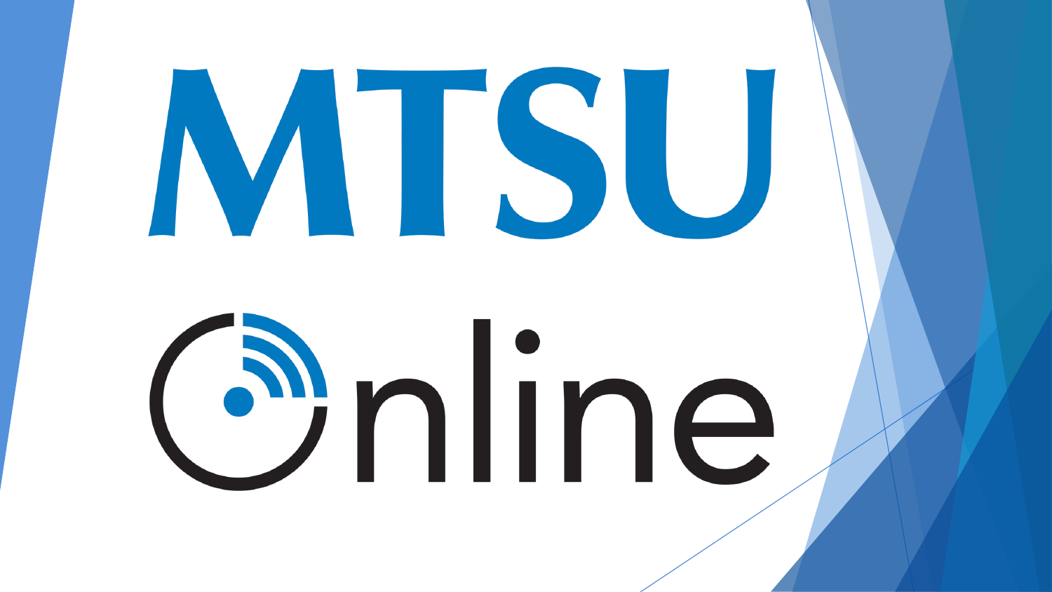# MTSU

# Online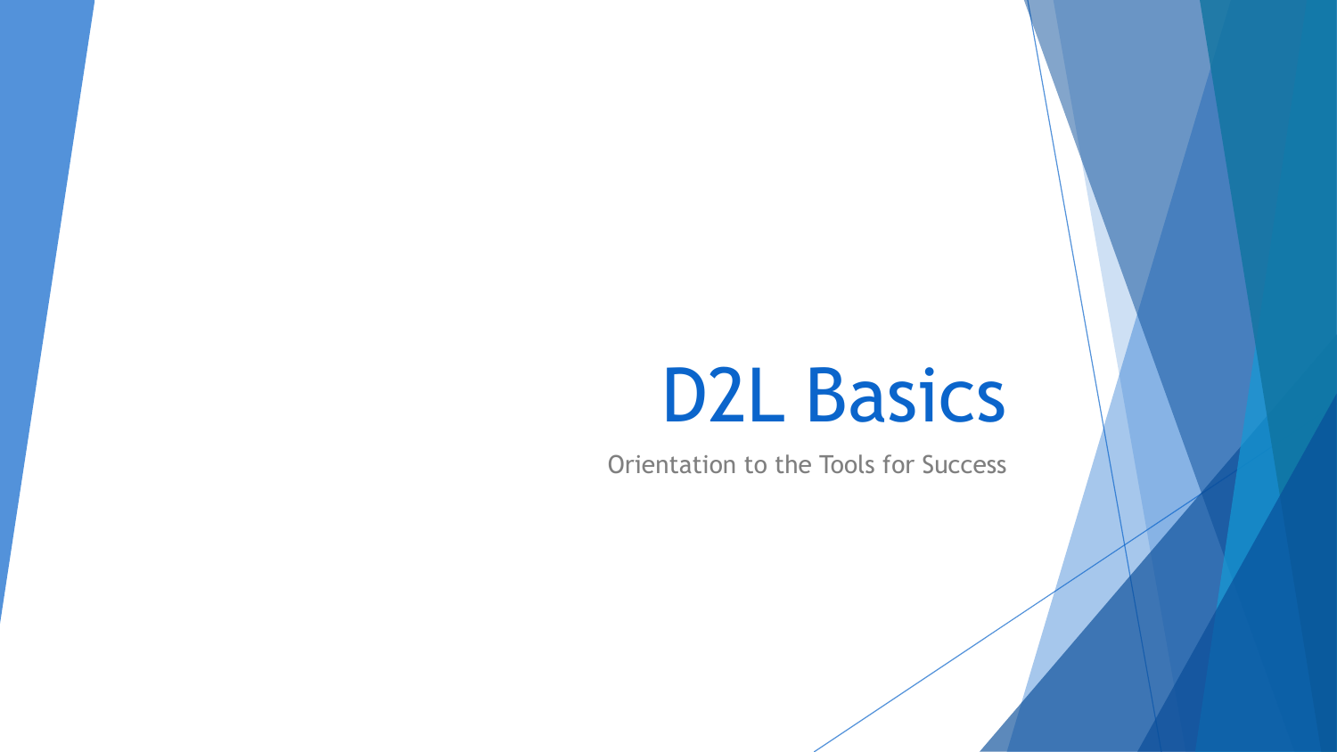# D2L Basics

Orientation to the Tools for Success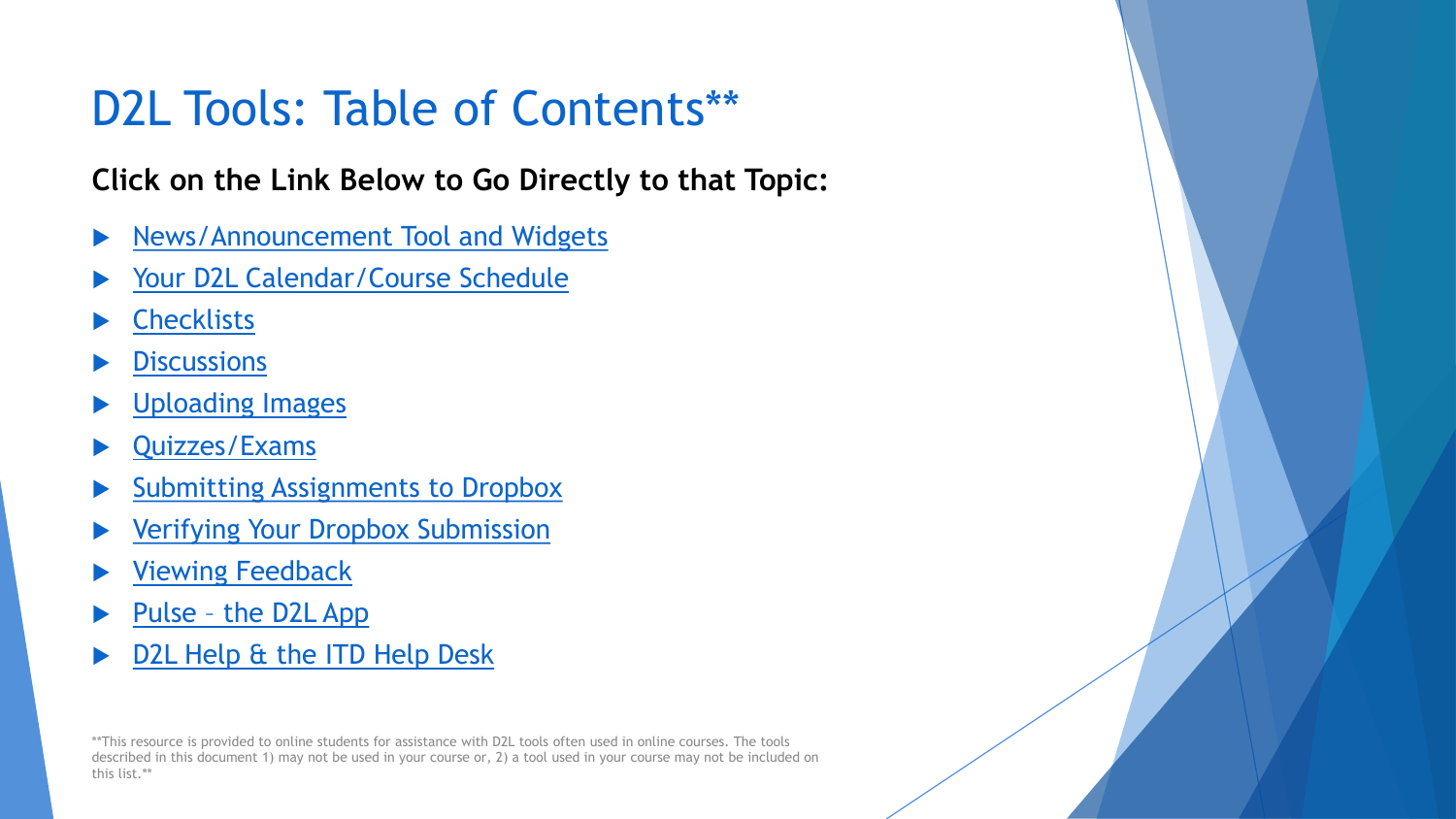# D2L Tools: Table of Contents**

**Click on the Link Below to Go Directly to that Topic:**

- News/Announcement Tool and Widgets
- Your D2L Calendar/Course Schedule
- Checklists
- Discussions
- Uploading Images
- Quizzes/Exams
- Submitting Assignments to Dropbox
- Verifying Your Dropbox Submission
- Viewing Feedback
- Pulse – the D2L App
- D2L Help & the ITD Help Desk

**This resource is provided to online students for assistance with D2L tools often used in online courses. The tools described in this document 1) may not be used in your course or, 2) a tool used in your course may not be included on this list.**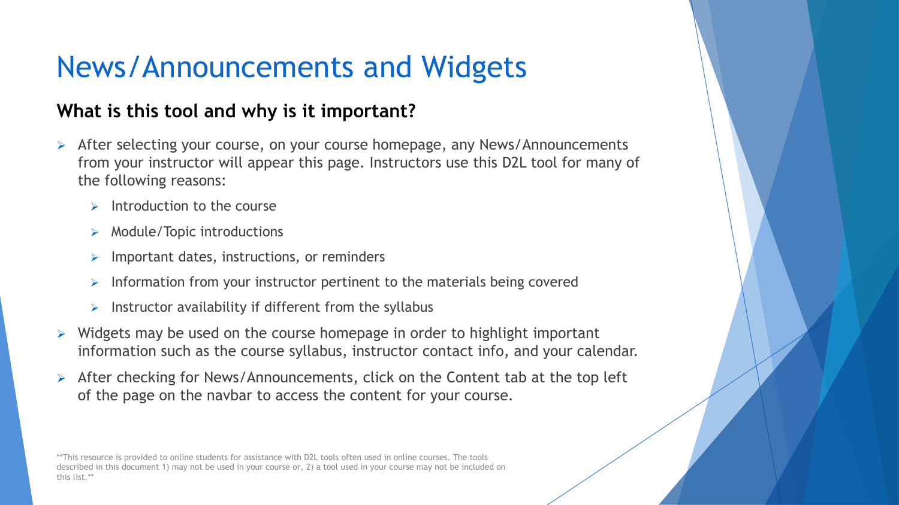# News/Announcements and Widgets

## What is this tool and why is it important?

- After selecting your course, on your course homepage, any News/Announcements from your instructor will appear this page. Instructors use this D2L tool for many of the following reasons:
  - Introduction to the course
  - Module/Topic introductions
  - Important dates, instructions, or reminders
  - Information from your instructor pertinent to the materials being covered
  - Instructor availability if different from the syllabus
- Widgets may be used on the course homepage in order to highlight important information such as the course syllabus, instructor contact info, and your calendar.
- After checking for News/Announcements, click on the Content tab at the top left of the page on the navbar to access the content for your course.

**This resource is provided to online students for assistance with D2L tools often used in online courses. The tools described in this document 1) may not be used in your course or, 2) a tool used in your course may not be included on this list.**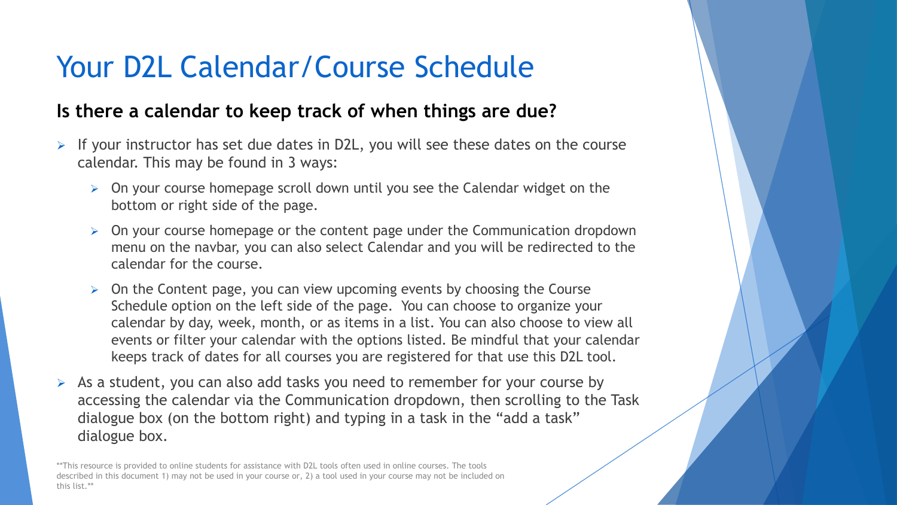# Your D2L Calendar/Course Schedule

### Is there a calendar to keep track of when things are due?

- If your instructor has set due dates in D2L, you will see these dates on the course calendar. This may be found in 3 ways:
  - On your course homepage scroll down until you see the Calendar widget on the bottom or right side of the page.
  - On your course homepage or the content page under the Communication dropdown menu on the navbar, you can also select Calendar and you will be redirected to the calendar for the course.
  - On the Content page, you can view upcoming events by choosing the Course Schedule option on the left side of the page. You can choose to organize your calendar by day, week, month, or as items in a list. You can also choose to view all events or filter your calendar with the options listed. Be mindful that your calendar keeps track of dates for all courses you are registered for that use this D2L tool.
- As a student, you can also add tasks you need to remember for your course by accessing the calendar via the Communication dropdown, then scrolling to the Task dialogue box (on the bottom right) and typing in a task in the "add a task" dialogue box.

**This resource is provided to online students for assistance with D2L tools often used in online courses. The tools described in this document 1) may not be used in your course or, 2) a tool used in your course may not be included on this list.**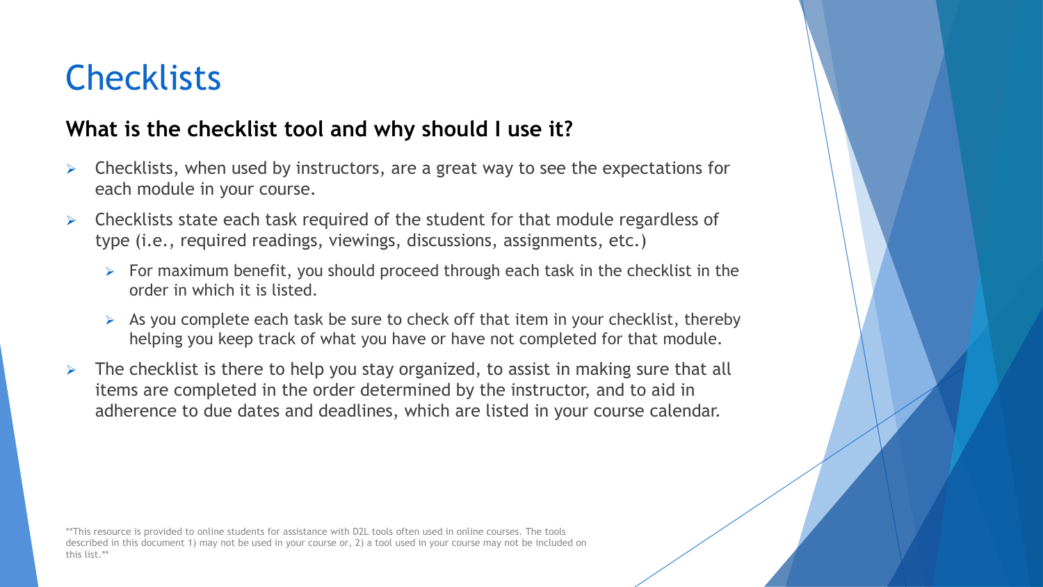# Checklists

## What is the checklist tool and why should I use it?

- Checklists, when used by instructors, are a great way to see the expectations for each module in your course.
- Checklists state each task required of the student for that module regardless of type (i.e., required readings, viewings, discussions, assignments, etc.)
  - For maximum benefit, you should proceed through each task in the checklist in the order in which it is listed.
  - As you complete each task be sure to check off that item in your checklist, thereby helping you keep track of what you have or have not completed for that module.
- The checklist is there to help you stay organized, to assist in making sure that all items are completed in the order determined by the instructor, and to aid in adherence to due dates and deadlines, which are listed in your course calendar.

**This resource is provided to online students for assistance with D2L tools often used in online courses. The tools described in this document 1) may not be used in your course or, 2) a tool used in your course may not be included on this list.**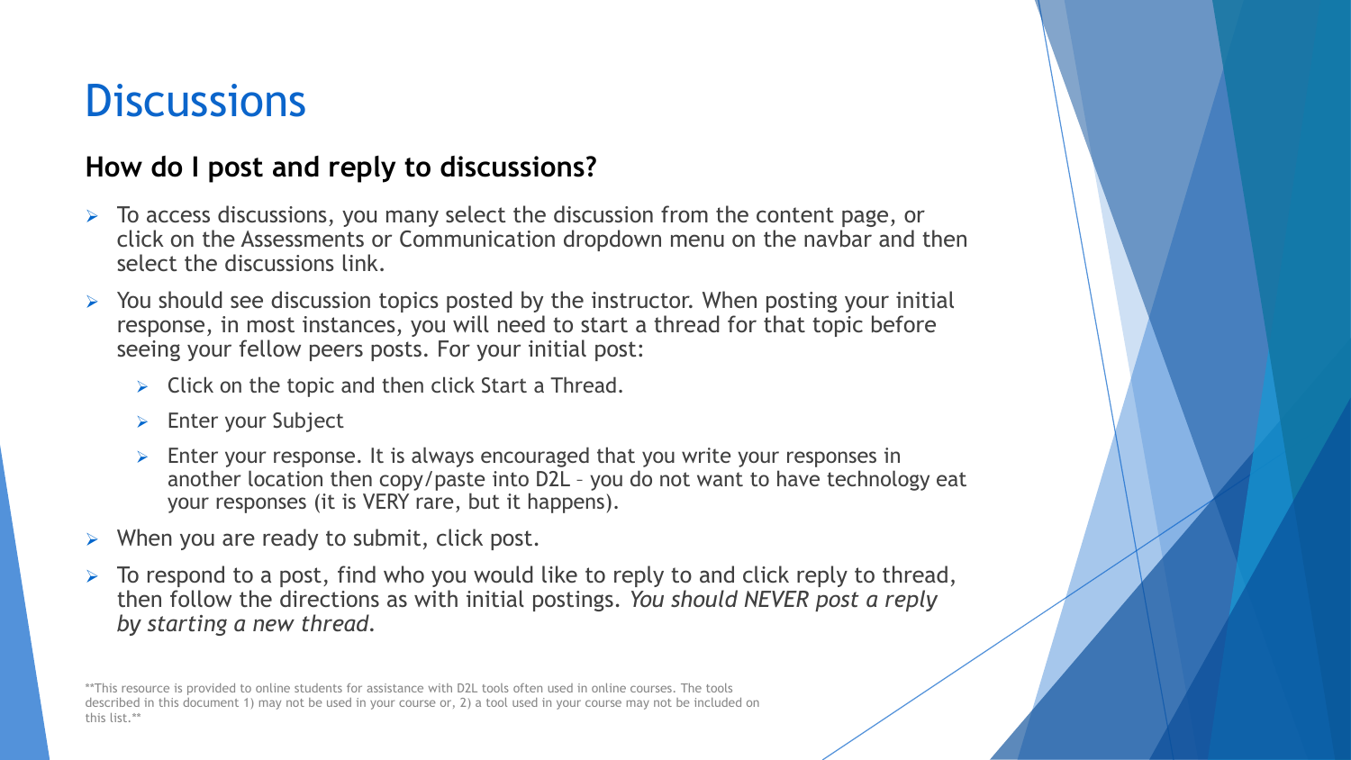# Discussions

## How do I post and reply to discussions?

- To access discussions, you many select the discussion from the content page, or click on the Assessments or Communication dropdown menu on the navbar and then select the discussions link.
- You should see discussion topics posted by the instructor. When posting your initial response, in most instances, you will need to start a thread for that topic before seeing your fellow peers posts. For your initial post:
  - Click on the topic and then click Start a Thread.
  - Enter your Subject
  - Enter your response. It is always encouraged that you write your responses in another location then copy/paste into D2L – you do not want to have technology eat your responses (it is VERY rare, but it happens).
- When you are ready to submit, click post.
- To respond to a post, find who you would like to reply to and click reply to thread, then follow the directions as with initial postings. *You should NEVER post a reply by starting a new thread.*

**This resource is provided to online students for assistance with D2L tools often used in online courses. The tools described in this document 1) may not be used in your course or, 2) a tool used in your course may not be included on this list.**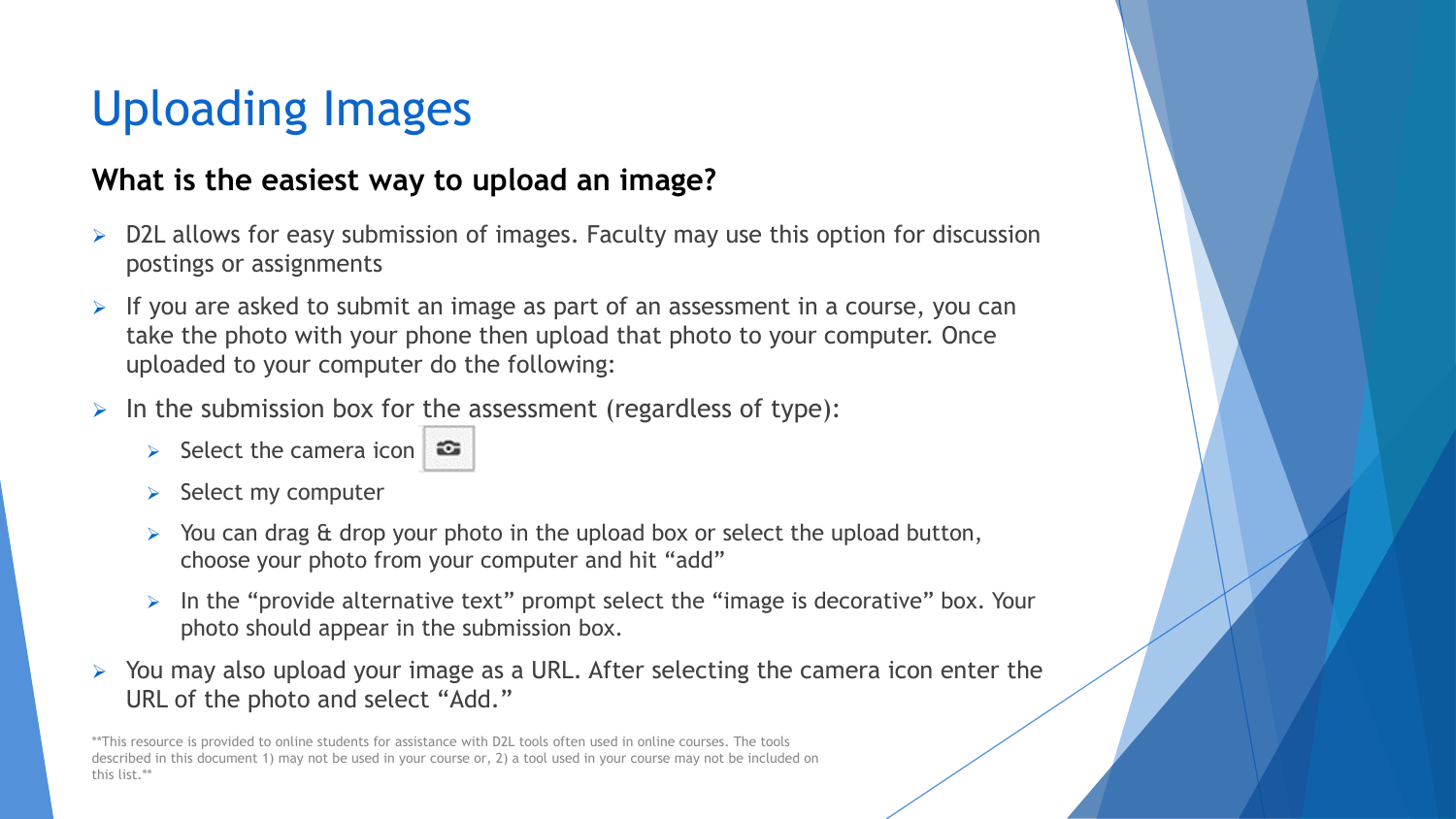# Uploading Images

### What is the easiest way to upload an image?

- D2L allows for easy submission of images. Faculty may use this option for discussion postings or assignments
- If you are asked to submit an image as part of an assessment in a course, you can take the photo with your phone then upload that photo to your computer. Once uploaded to your computer do the following:
- In the submission box for the assessment (regardless of type):
  - Select the camera icon
  - Select my computer
  - You can drag & drop your photo in the upload box or select the upload button, choose your photo from your computer and hit "add"
  - In the "provide alternative text" prompt select the "image is decorative" box. Your photo should appear in the submission box.
- You may also upload your image as a URL. After selecting the camera icon enter the URL of the photo and select "Add."

**This resource is provided to online students for assistance with D2L tools often used in online courses. The tools described in this document 1) may not be used in your course or, 2) a tool used in your course may not be included on this list.**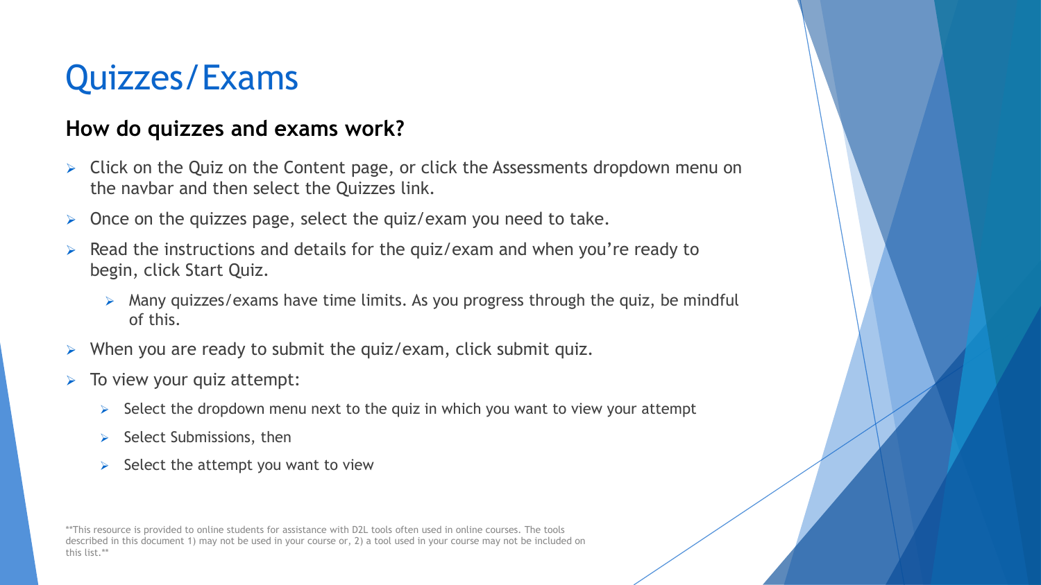# Quizzes/Exams

## How do quizzes and exams work?

- Click on the Quiz on the Content page, or click the Assessments dropdown menu on the navbar and then select the Quizzes link.
- Once on the quizzes page, select the quiz/exam you need to take.
- Read the instructions and details for the quiz/exam and when you're ready to begin, click Start Quiz.
  - Many quizzes/exams have time limits. As you progress through the quiz, be mindful of this.
- When you are ready to submit the quiz/exam, click submit quiz.
- To view your quiz attempt:
  - Select the dropdown menu next to the quiz in which you want to view your attempt
  - Select Submissions, then
  - Select the attempt you want to view

**This resource is provided to online students for assistance with D2L tools often used in online courses. The tools described in this document 1) may not be used in your course or, 2) a tool used in your course may not be included on this list.**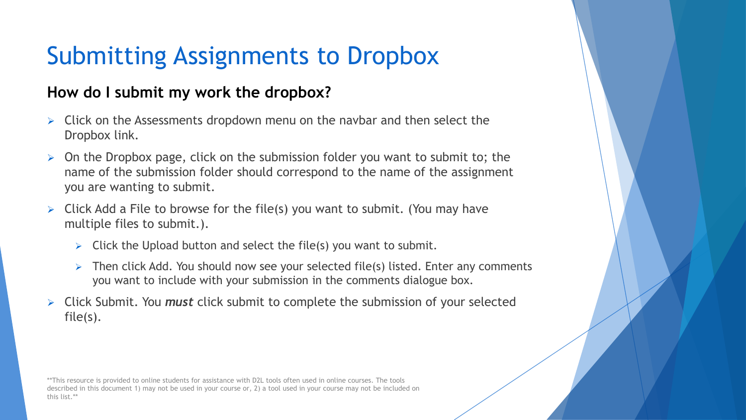# Submitting Assignments to Dropbox

### How do I submit my work the dropbox?

- Click on the Assessments dropdown menu on the navbar and then select the Dropbox link.
- On the Dropbox page, click on the submission folder you want to submit to; the name of the submission folder should correspond to the name of the assignment you are wanting to submit.
- Click Add a File to browse for the file(s) you want to submit. (You may have multiple files to submit.).
  - Click the Upload button and select the file(s) you want to submit.
  - Then click Add. You should now see your selected file(s) listed. Enter any comments you want to include with your submission in the comments dialogue box.
- Click Submit. You ***must*** click submit to complete the submission of your selected file(s).

**This resource is provided to online students for assistance with D2L tools often used in online courses. The tools described in this document 1) may not be used in your course or, 2) a tool used in your course may not be included on this list.**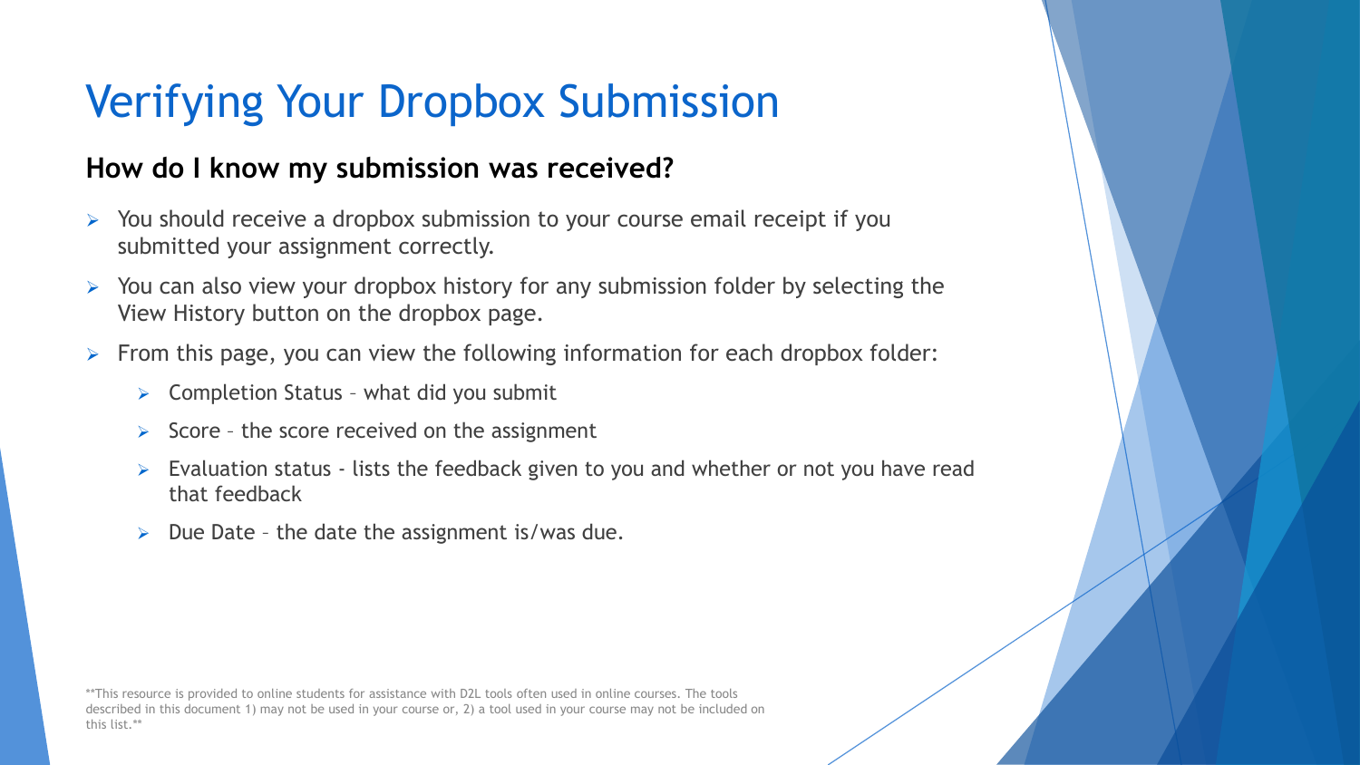# Verifying Your Dropbox Submission

## How do I know my submission was received?

- You should receive a dropbox submission to your course email receipt if you submitted your assignment correctly.
- You can also view your dropbox history for any submission folder by selecting the View History button on the dropbox page.
- From this page, you can view the following information for each dropbox folder:
  - Completion Status – what did you submit
  - Score – the score received on the assignment
  - Evaluation status - lists the feedback given to you and whether or not you have read that feedback
  - Due Date – the date the assignment is/was due.

**This resource is provided to online students for assistance with D2L tools often used in online courses. The tools described in this document 1) may not be used in your course or, 2) a tool used in your course may not be included on this list.**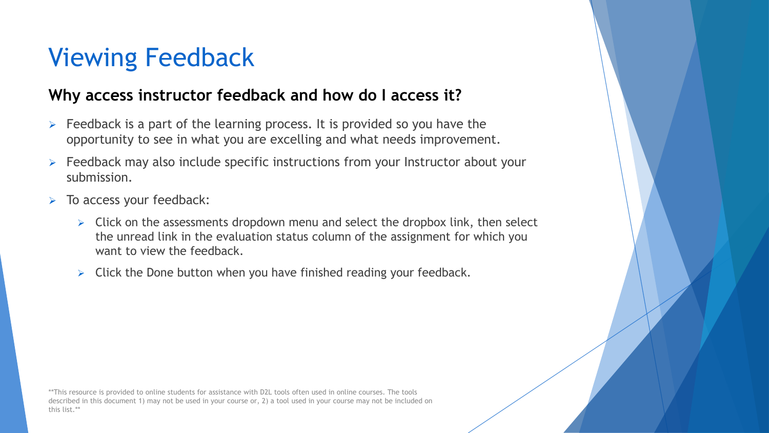# Viewing Feedback

### Why access instructor feedback and how do I access it?

- Feedback is a part of the learning process. It is provided so you have the opportunity to see in what you are excelling and what needs improvement.
- Feedback may also include specific instructions from your Instructor about your submission.
- To access your feedback:
  - Click on the assessments dropdown menu and select the dropbox link, then select the unread link in the evaluation status column of the assignment for which you want to view the feedback.
  - Click the Done button when you have finished reading your feedback.

**This resource is provided to online students for assistance with D2L tools often used in online courses. The tools described in this document 1) may not be used in your course or, 2) a tool used in your course may not be included on this list.**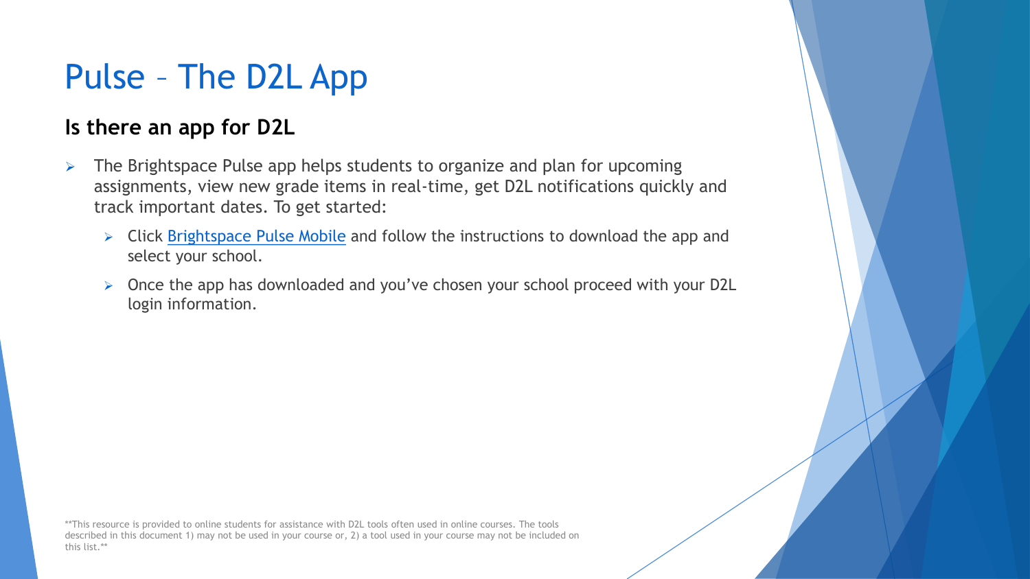# Pulse – The D2L App

## Is there an app for D2L

- The Brightspace Pulse app helps students to organize and plan for upcoming assignments, view new grade items in real-time, get D2L notifications quickly and track important dates. To get started:
  - Click Brightspace Pulse Mobile and follow the instructions to download the app and select your school.
  - Once the app has downloaded and you've chosen your school proceed with your D2L login information.

**This resource is provided to online students for assistance with D2L tools often used in online courses. The tools described in this document 1) may not be used in your course or, 2) a tool used in your course may not be included on this list.**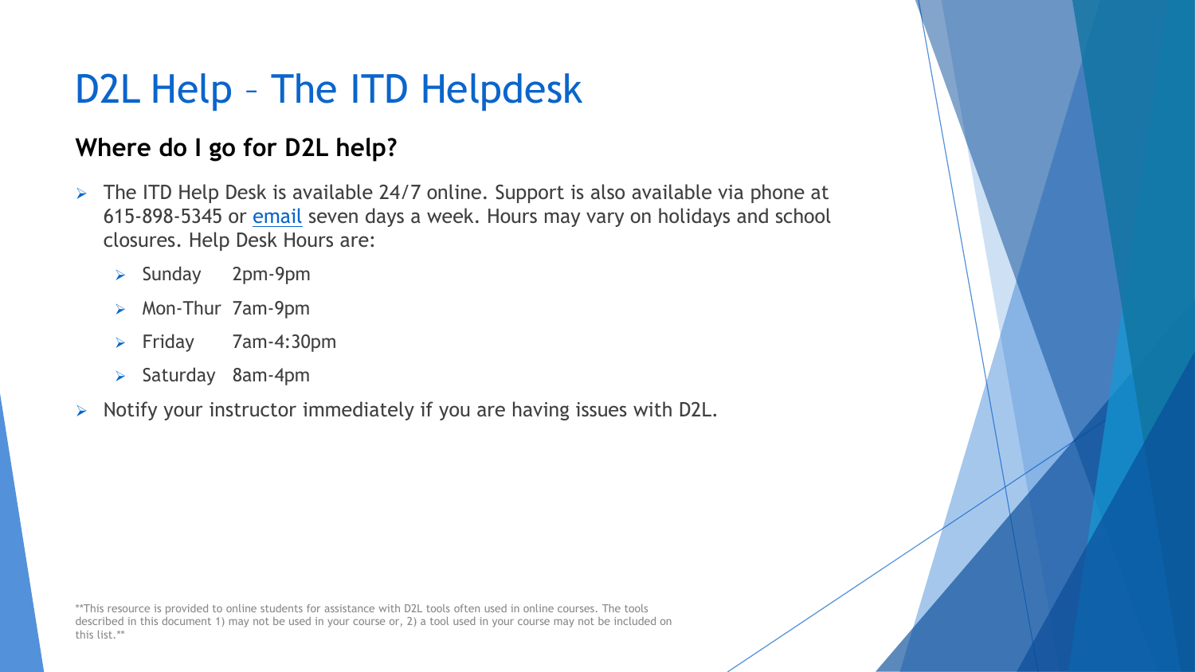# D2L Help – The ITD Helpdesk

## Where do I go for D2L help?

- The ITD Help Desk is available 24/7 online. Support is also available via phone at 615-898-5345 or email seven days a week. Hours may vary on holidays and school closures. Help Desk Hours are:
  - Sunday 2pm-9pm
  - Mon-Thur 7am-9pm
  - Friday 7am-4:30pm
  - Saturday 8am-4pm
- Notify your instructor immediately if you are having issues with D2L.

**This resource is provided to online students for assistance with D2L tools often used in online courses. The tools described in this document 1) may not be used in your course or, 2) a tool used in your course may not be included on this list.**